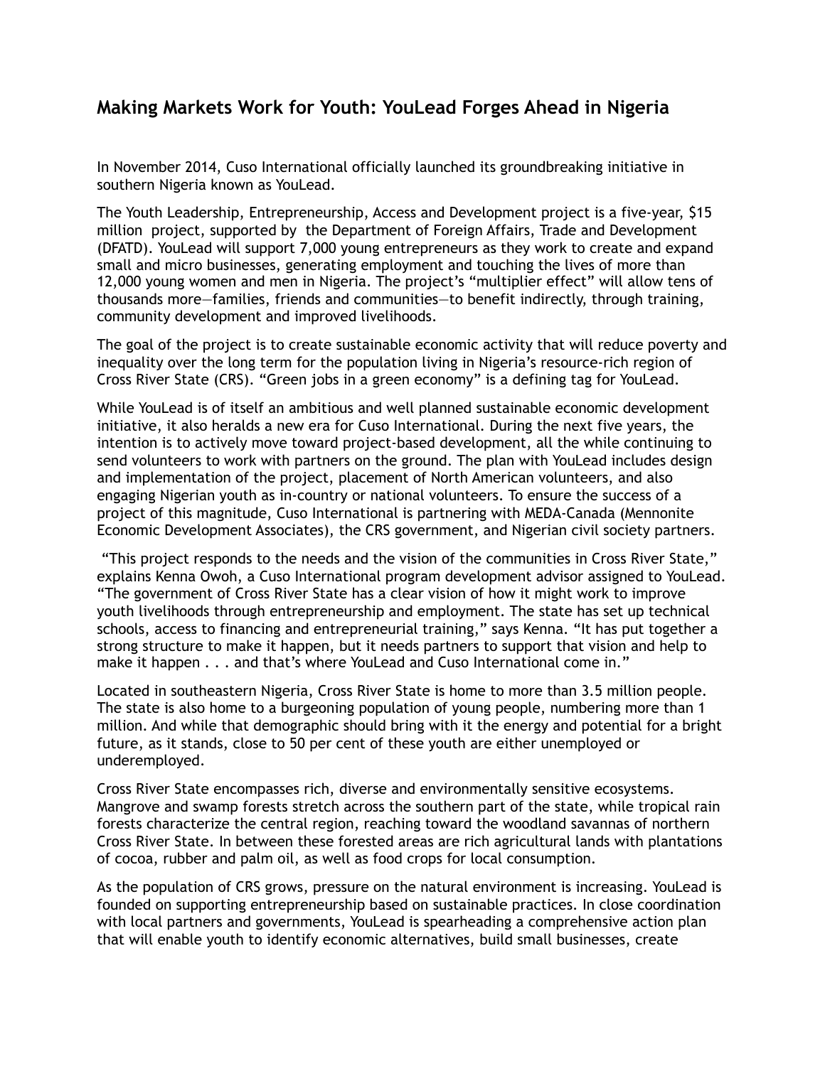# Making Markets Work for Youth: YouLead Forges Ahead in Nigeria

In November 2014, Cuso International officially launched its groundbreaking initiative in southern Nigeria known as YouLead.

The Youth Leadership, Entrepreneurship, Access and Development project is a five-year, $15 million project, supported by the Department of Foreign Affairs, Trade and Development (DFATD). YouLead will support 7,000 young entrepreneurs as they work to create and expand small and micro businesses, generating employment and touching the lives of more than 12,000 young women and men in Nigeria. The project's "multiplier effect" will allow tens of thousands more—families, friends and communities—to benefit indirectly, through training, community development and improved livelihoods.

The goal of the project is to create sustainable economic activity that will reduce poverty and inequality over the long term for the population living in Nigeria's resource-rich region of Cross River State (CRS). "Green jobs in a green economy" is a defining tag for YouLead.

While YouLead is of itself an ambitious and well planned sustainable economic development initiative, it also heralds a new era for Cuso International. During the next five years, the intention is to actively move toward project-based development, all the while continuing to send volunteers to work with partners on the ground. The plan with YouLead includes design and implementation of the project, placement of North American volunteers, and also engaging Nigerian youth as in-country or national volunteers. To ensure the success of a project of this magnitude, Cuso International is partnering with MEDA-Canada (Mennonite Economic Development Associates), the CRS government, and Nigerian civil society partners.

"This project responds to the needs and the vision of the communities in Cross River State," explains Kenna Owoh, a Cuso International program development advisor assigned to YouLead. "The government of Cross River State has a clear vision of how it might work to improve youth livelihoods through entrepreneurship and employment. The state has set up technical schools, access to financing and entrepreneurial training," says Kenna. "It has put together a strong structure to make it happen, but it needs partners to support that vision and help to make it happen . . . and that's where YouLead and Cuso International come in."

Located in southeastern Nigeria, Cross River State is home to more than 3.5 million people. The state is also home to a burgeoning population of young people, numbering more than 1 million. And while that demographic should bring with it the energy and potential for a bright future, as it stands, close to 50 per cent of these youth are either unemployed or underemployed.

Cross River State encompasses rich, diverse and environmentally sensitive ecosystems. Mangrove and swamp forests stretch across the southern part of the state, while tropical rain forests characterize the central region, reaching toward the woodland savannas of northern Cross River State. In between these forested areas are rich agricultural lands with plantations of cocoa, rubber and palm oil, as well as food crops for local consumption.

As the population of CRS grows, pressure on the natural environment is increasing. YouLead is founded on supporting entrepreneurship based on sustainable practices. In close coordination with local partners and governments, YouLead is spearheading a comprehensive action plan that will enable youth to identify economic alternatives, build small businesses, create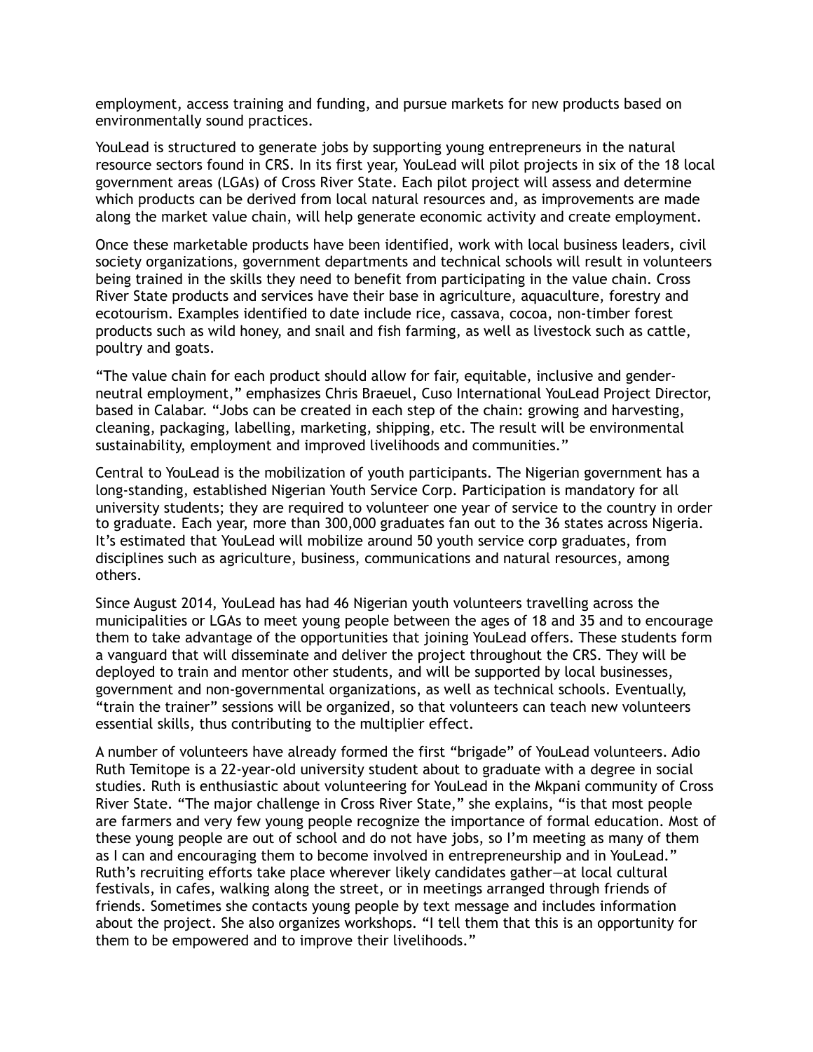employment, access training and funding, and pursue markets for new products based on environmentally sound practices.

YouLead is structured to generate jobs by supporting young entrepreneurs in the natural resource sectors found in CRS. In its first year, YouLead will pilot projects in six of the 18 local government areas (LGAs) of Cross River State. Each pilot project will assess and determine which products can be derived from local natural resources and, as improvements are made along the market value chain, will help generate economic activity and create employment.

Once these marketable products have been identified, work with local business leaders, civil society organizations, government departments and technical schools will result in volunteers being trained in the skills they need to benefit from participating in the value chain. Cross River State products and services have their base in agriculture, aquaculture, forestry and ecotourism. Examples identified to date include rice, cassava, cocoa, non-timber forest products such as wild honey, and snail and fish farming, as well as livestock such as cattle, poultry and goats.

"The value chain for each product should allow for fair, equitable, inclusive and gender-neutral employment," emphasizes Chris Braeuel, Cuso International YouLead Project Director, based in Calabar. "Jobs can be created in each step of the chain: growing and harvesting, cleaning, packaging, labelling, marketing, shipping, etc. The result will be environmental sustainability, employment and improved livelihoods and communities."

Central to YouLead is the mobilization of youth participants. The Nigerian government has a long-standing, established Nigerian Youth Service Corp. Participation is mandatory for all university students; they are required to volunteer one year of service to the country in order to graduate. Each year, more than 300,000 graduates fan out to the 36 states across Nigeria. It's estimated that YouLead will mobilize around 50 youth service corp graduates, from disciplines such as agriculture, business, communications and natural resources, among others.

Since August 2014, YouLead has had 46 Nigerian youth volunteers travelling across the municipalities or LGAs to meet young people between the ages of 18 and 35 and to encourage them to take advantage of the opportunities that joining YouLead offers. These students form a vanguard that will disseminate and deliver the project throughout the CRS. They will be deployed to train and mentor other students, and will be supported by local businesses, government and non-governmental organizations, as well as technical schools. Eventually, "train the trainer" sessions will be organized, so that volunteers can teach new volunteers essential skills, thus contributing to the multiplier effect.

A number of volunteers have already formed the first "brigade" of YouLead volunteers. Adio Ruth Temitope is a 22-year-old university student about to graduate with a degree in social studies. Ruth is enthusiastic about volunteering for YouLead in the Mkpani community of Cross River State. "The major challenge in Cross River State," she explains, "is that most people are farmers and very few young people recognize the importance of formal education. Most of these young people are out of school and do not have jobs, so I'm meeting as many of them as I can and encouraging them to become involved in entrepreneurship and in YouLead." Ruth's recruiting efforts take place wherever likely candidates gather—at local cultural festivals, in cafes, walking along the street, or in meetings arranged through friends of friends. Sometimes she contacts young people by text message and includes information about the project. She also organizes workshops. "I tell them that this is an opportunity for them to be empowered and to improve their livelihoods."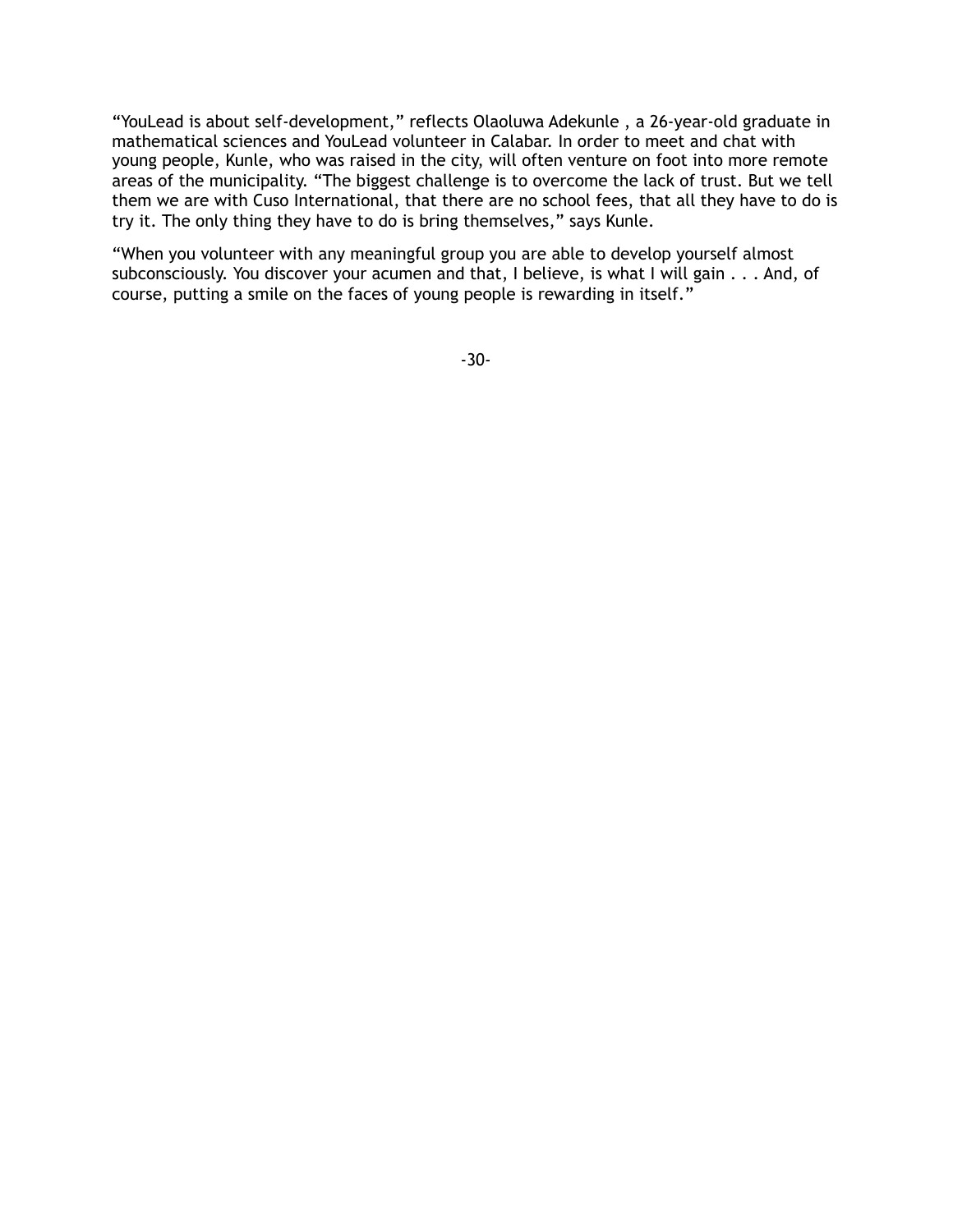“YouLead is about self-development,” reflects Olaoluwa Adekunle , a 26-year-old graduate in mathematical sciences and YouLead volunteer in Calabar. In order to meet and chat with young people, Kunle, who was raised in the city, will often venture on foot into more remote areas of the municipality. “The biggest challenge is to overcome the lack of trust. But we tell them we are with Cuso International, that there are no school fees, that all they have to do is try it. The only thing they have to do is bring themselves,” says Kunle.

“When you volunteer with any meaningful group you are able to develop yourself almost subconsciously. You discover your acumen and that, I believe, is what I will gain . . . And, of course, putting a smile on the faces of young people is rewarding in itself.”

-30-